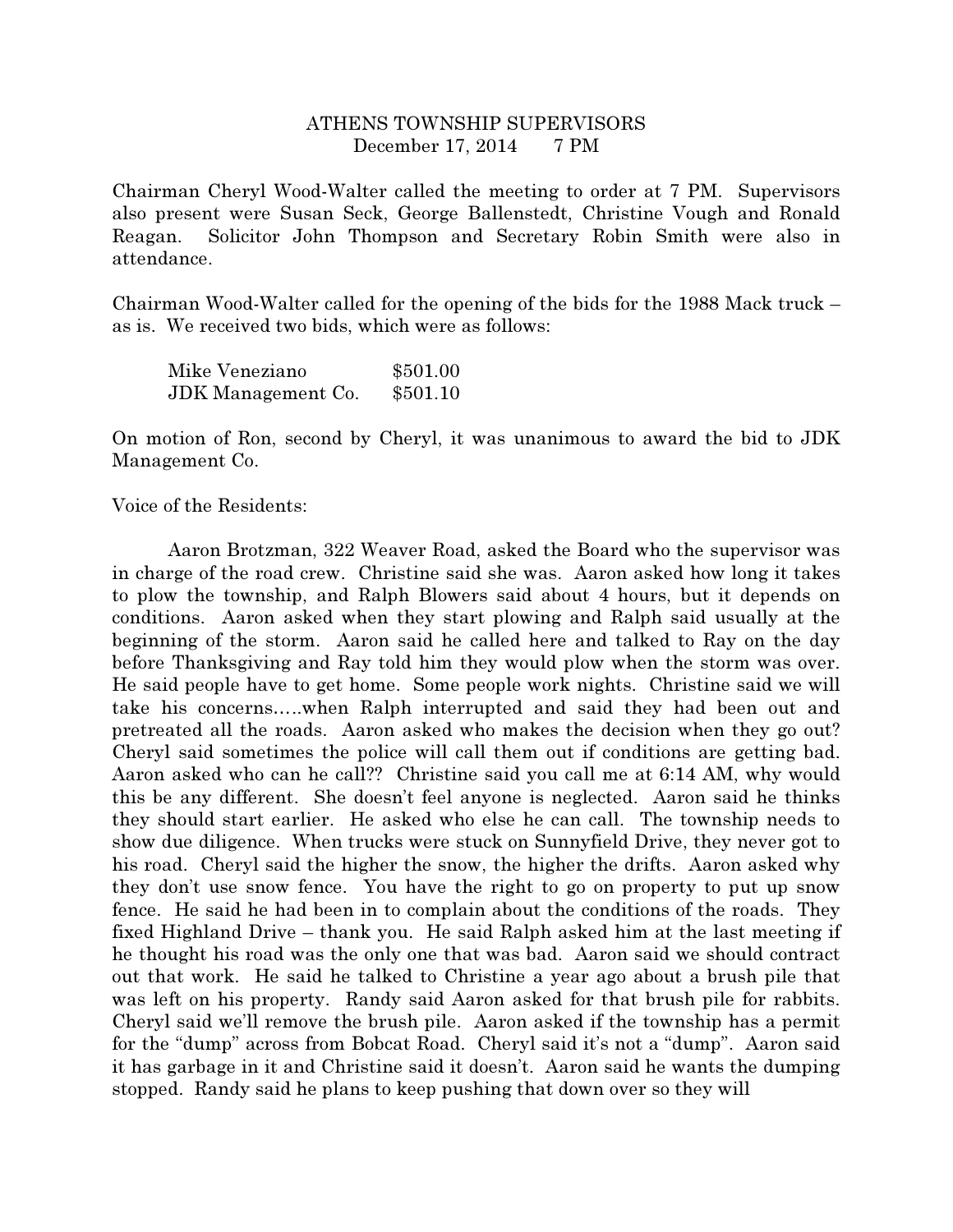# ATHENS TOWNSHIP SUPERVISORS
December 17, 2014 7 PM

Chairman Cheryl Wood-Walter called the meeting to order at 7 PM. Supervisors also present were Susan Seck, George Ballenstedt, Christine Vough and Ronald Reagan. Solicitor John Thompson and Secretary Robin Smith were also in attendance.

Chairman Wood-Walter called for the opening of the bids for the 1988 Mack truck – as is. We received two bids, which were as follows:

| | |
|---|---|
| Mike Veneziano | $501.00 |
| JDK Management Co. | $501.10 |

On motion of Ron, second by Cheryl, it was unanimous to award the bid to JDK Management Co.

Voice of the Residents:

Aaron Brotzman, 322 Weaver Road, asked the Board who the supervisor was in charge of the road crew. Christine said she was. Aaron asked how long it takes to plow the township, and Ralph Blowers said about 4 hours, but it depends on conditions. Aaron asked when they start plowing and Ralph said usually at the beginning of the storm. Aaron said he called here and talked to Ray on the day before Thanksgiving and Ray told him they would plow when the storm was over. He said people have to get home. Some people work nights. Christine said we will take his concerns.....when Ralph interrupted and said they had been out and pretreated all the roads. Aaron asked who makes the decision when they go out? Cheryl said sometimes the police will call them out if conditions are getting bad. Aaron asked who can he call?? Christine said you call me at 6:14 AM, why would this be any different. She doesn't feel anyone is neglected. Aaron said he thinks they should start earlier. He asked who else he can call. The township needs to show due diligence. When trucks were stuck on Sunnyfield Drive, they never got to his road. Cheryl said the higher the snow, the higher the drifts. Aaron asked why they don't use snow fence. You have the right to go on property to put up snow fence. He said he had been in to complain about the conditions of the roads. They fixed Highland Drive – thank you. He said Ralph asked him at the last meeting if he thought his road was the only one that was bad. Aaron said we should contract out that work. He said he talked to Christine a year ago about a brush pile that was left on his property. Randy said Aaron asked for that brush pile for rabbits. Cheryl said we'll remove the brush pile. Aaron asked if the township has a permit for the "dump" across from Bobcat Road. Cheryl said it's not a "dump". Aaron said it has garbage in it and Christine said it doesn't. Aaron said he wants the dumping stopped. Randy said he plans to keep pushing that down over so they will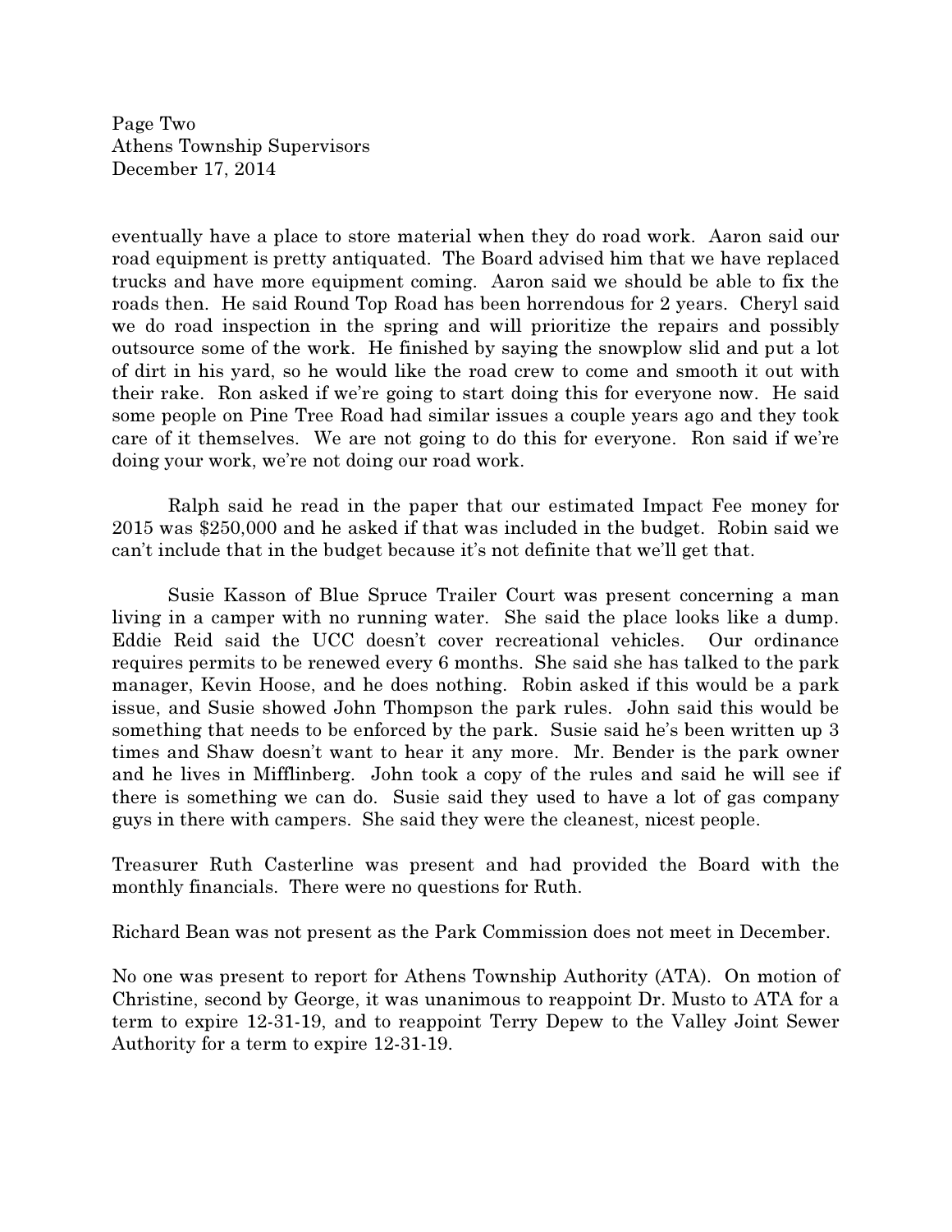eventually have a place to store material when they do road work. Aaron said our road equipment is pretty antiquated. The Board advised him that we have replaced trucks and have more equipment coming. Aaron said we should be able to fix the roads then. He said Round Top Road has been horrendous for 2 years. Cheryl said we do road inspection in the spring and will prioritize the repairs and possibly outsource some of the work. He finished by saying the snowplow slid and put a lot of dirt in his yard, so he would like the road crew to come and smooth it out with their rake. Ron asked if we're going to start doing this for everyone now. He said some people on Pine Tree Road had similar issues a couple years ago and they took care of it themselves. We are not going to do this for everyone. Ron said if we're doing your work, we're not doing our road work.

Ralph said he read in the paper that our estimated Impact Fee money for 2015 was $250,000 and he asked if that was included in the budget. Robin said we can't include that in the budget because it's not definite that we'll get that.

Susie Kasson of Blue Spruce Trailer Court was present concerning a man living in a camper with no running water. She said the place looks like a dump. Eddie Reid said the UCC doesn't cover recreational vehicles. Our ordinance requires permits to be renewed every 6 months. She said she has talked to the park manager, Kevin Hoose, and he does nothing. Robin asked if this would be a park issue, and Susie showed John Thompson the park rules. John said this would be something that needs to be enforced by the park. Susie said he's been written up 3 times and Shaw doesn't want to hear it any more. Mr. Bender is the park owner and he lives in Mifflinberg. John took a copy of the rules and said he will see if there is something we can do. Susie said they used to have a lot of gas company guys in there with campers. She said they were the cleanest, nicest people.

Treasurer Ruth Casterline was present and had provided the Board with the monthly financials. There were no questions for Ruth.

Richard Bean was not present as the Park Commission does not meet in December.

No one was present to report for Athens Township Authority (ATA). On motion of Christine, second by George, it was unanimous to reappoint Dr. Musto to ATA for a term to expire 12-31-19, and to reappoint Terry Depew to the Valley Joint Sewer Authority for a term to expire 12-31-19.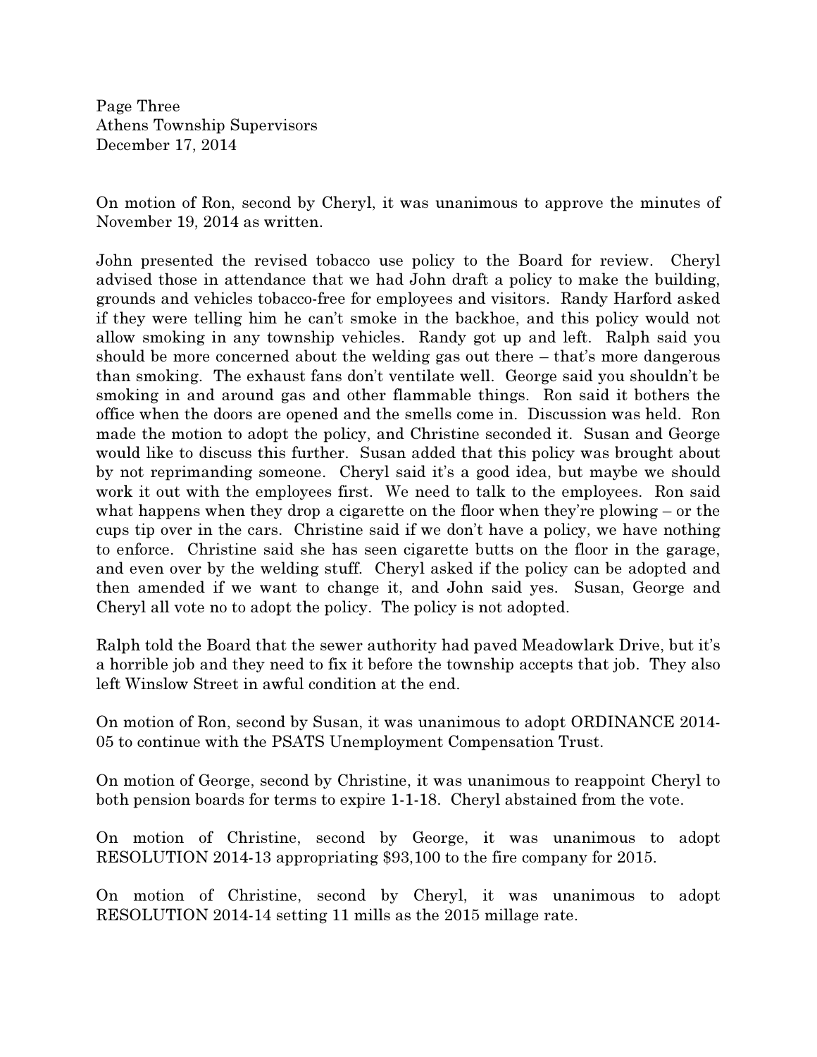On motion of Ron, second by Cheryl, it was unanimous to approve the minutes of November 19, 2014 as written.

John presented the revised tobacco use policy to the Board for review. Cheryl advised those in attendance that we had John draft a policy to make the building, grounds and vehicles tobacco-free for employees and visitors. Randy Harford asked if they were telling him he can't smoke in the backhoe, and this policy would not allow smoking in any township vehicles. Randy got up and left. Ralph said you should be more concerned about the welding gas out there – that's more dangerous than smoking. The exhaust fans don't ventilate well. George said you shouldn't be smoking in and around gas and other flammable things. Ron said it bothers the office when the doors are opened and the smells come in. Discussion was held. Ron made the motion to adopt the policy, and Christine seconded it. Susan and George would like to discuss this further. Susan added that this policy was brought about by not reprimanding someone. Cheryl said it's a good idea, but maybe we should work it out with the employees first. We need to talk to the employees. Ron said what happens when they drop a cigarette on the floor when they're plowing – or the cups tip over in the cars. Christine said if we don't have a policy, we have nothing to enforce. Christine said she has seen cigarette butts on the floor in the garage, and even over by the welding stuff. Cheryl asked if the policy can be adopted and then amended if we want to change it, and John said yes. Susan, George and Cheryl all vote no to adopt the policy. The policy is not adopted.

Ralph told the Board that the sewer authority had paved Meadowlark Drive, but it's a horrible job and they need to fix it before the township accepts that job. They also left Winslow Street in awful condition at the end.

On motion of Ron, second by Susan, it was unanimous to adopt ORDINANCE 2014-05 to continue with the PSATS Unemployment Compensation Trust.

On motion of George, second by Christine, it was unanimous to reappoint Cheryl to both pension boards for terms to expire 1-1-18. Cheryl abstained from the vote.

On motion of Christine, second by George, it was unanimous to adopt RESOLUTION 2014-13 appropriating $93,100 to the fire company for 2015.

On motion of Christine, second by Cheryl, it was unanimous to adopt RESOLUTION 2014-14 setting 11 mills as the 2015 millage rate.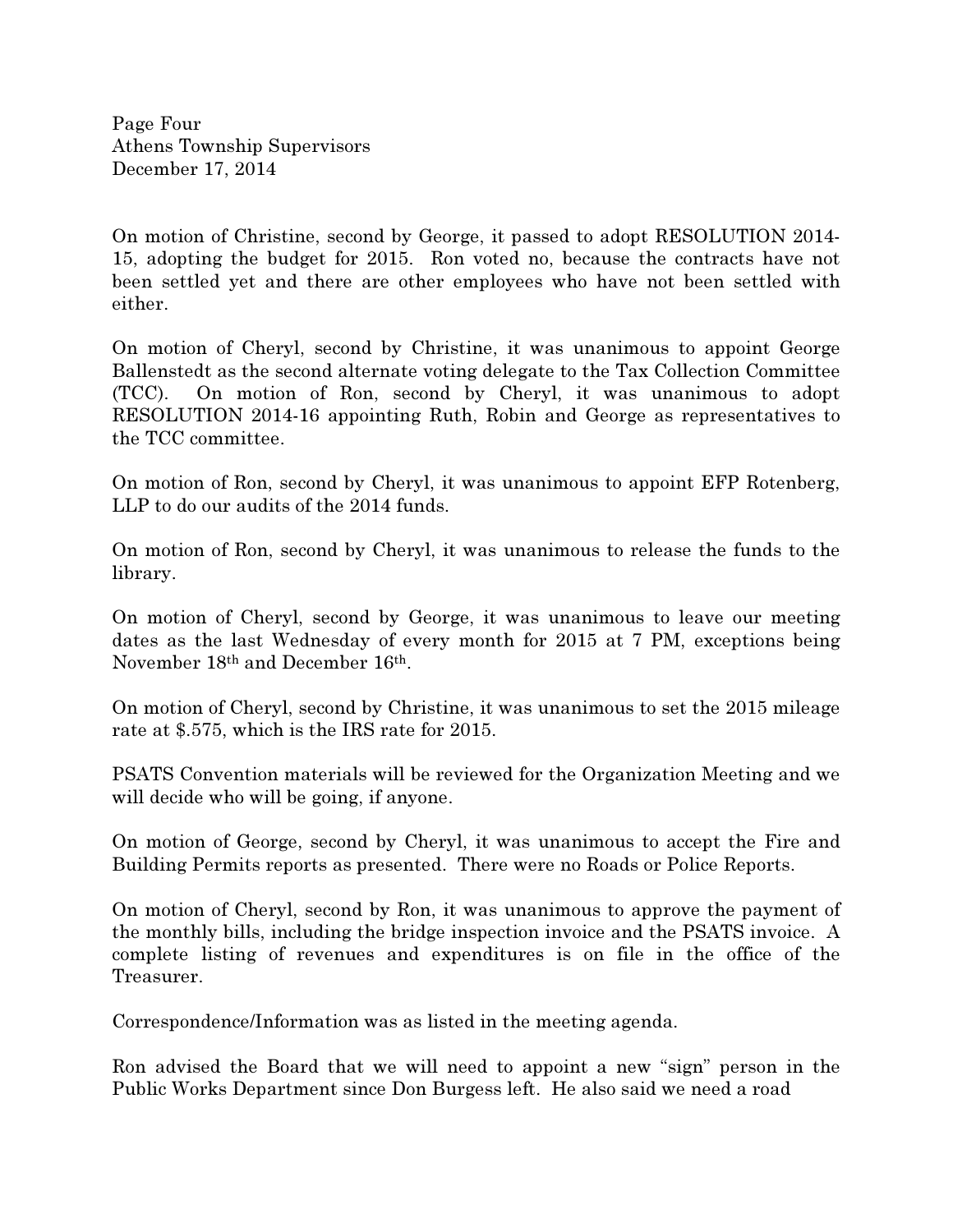On motion of Christine, second by George, it passed to adopt RESOLUTION 2014-15, adopting the budget for 2015. Ron voted no, because the contracts have not been settled yet and there are other employees who have not been settled with either.

On motion of Cheryl, second by Christine, it was unanimous to appoint George Ballenstedt as the second alternate voting delegate to the Tax Collection Committee (TCC). On motion of Ron, second by Cheryl, it was unanimous to adopt RESOLUTION 2014-16 appointing Ruth, Robin and George as representatives to the TCC committee.

On motion of Ron, second by Cheryl, it was unanimous to appoint EFP Rotenberg, LLP to do our audits of the 2014 funds.

On motion of Ron, second by Cheryl, it was unanimous to release the funds to the library.

On motion of Cheryl, second by George, it was unanimous to leave our meeting dates as the last Wednesday of every month for 2015 at 7 PM, exceptions being November 18th and December 16th.

On motion of Cheryl, second by Christine, it was unanimous to set the 2015 mileage rate at $.575, which is the IRS rate for 2015.

PSATS Convention materials will be reviewed for the Organization Meeting and we will decide who will be going, if anyone.

On motion of George, second by Cheryl, it was unanimous to accept the Fire and Building Permits reports as presented. There were no Roads or Police Reports.

On motion of Cheryl, second by Ron, it was unanimous to approve the payment of the monthly bills, including the bridge inspection invoice and the PSATS invoice. A complete listing of revenues and expenditures is on file in the office of the Treasurer.

Correspondence/Information was as listed in the meeting agenda.

Ron advised the Board that we will need to appoint a new "sign" person in the Public Works Department since Don Burgess left. He also said we need a road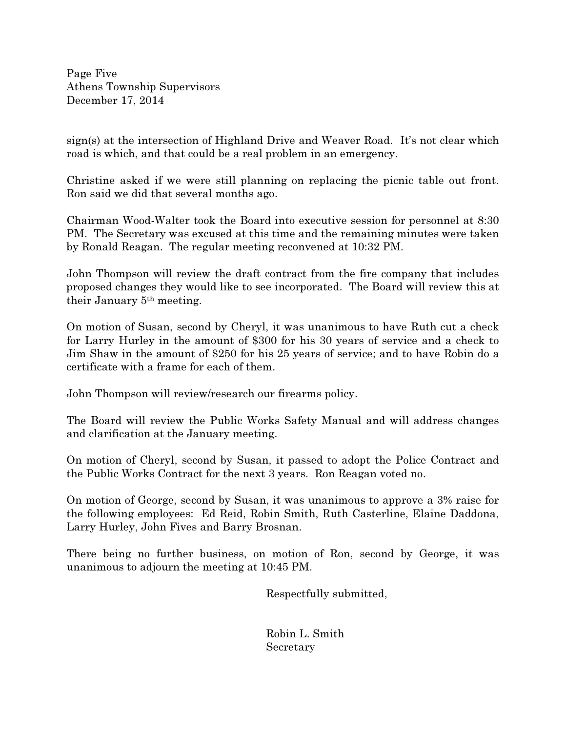sign(s) at the intersection of Highland Drive and Weaver Road. It's not clear which road is which, and that could be a real problem in an emergency.

Christine asked if we were still planning on replacing the picnic table out front. Ron said we did that several months ago.

Chairman Wood-Walter took the Board into executive session for personnel at 8:30 PM. The Secretary was excused at this time and the remaining minutes were taken by Ronald Reagan. The regular meeting reconvened at 10:32 PM.

John Thompson will review the draft contract from the fire company that includes proposed changes they would like to see incorporated. The Board will review this at their January 5th meeting.

On motion of Susan, second by Cheryl, it was unanimous to have Ruth cut a check for Larry Hurley in the amount of $300 for his 30 years of service and a check to Jim Shaw in the amount of $250 for his 25 years of service; and to have Robin do a certificate with a frame for each of them.

John Thompson will review/research our firearms policy.

The Board will review the Public Works Safety Manual and will address changes and clarification at the January meeting.

On motion of Cheryl, second by Susan, it passed to adopt the Police Contract and the Public Works Contract for the next 3 years. Ron Reagan voted no.

On motion of George, second by Susan, it was unanimous to approve a 3% raise for the following employees: Ed Reid, Robin Smith, Ruth Casterline, Elaine Daddona, Larry Hurley, John Fives and Barry Brosnan.

There being no further business, on motion of Ron, second by George, it was unanimous to adjourn the meeting at 10:45 PM.

Respectfully submitted,

Robin L. Smith
Secretary